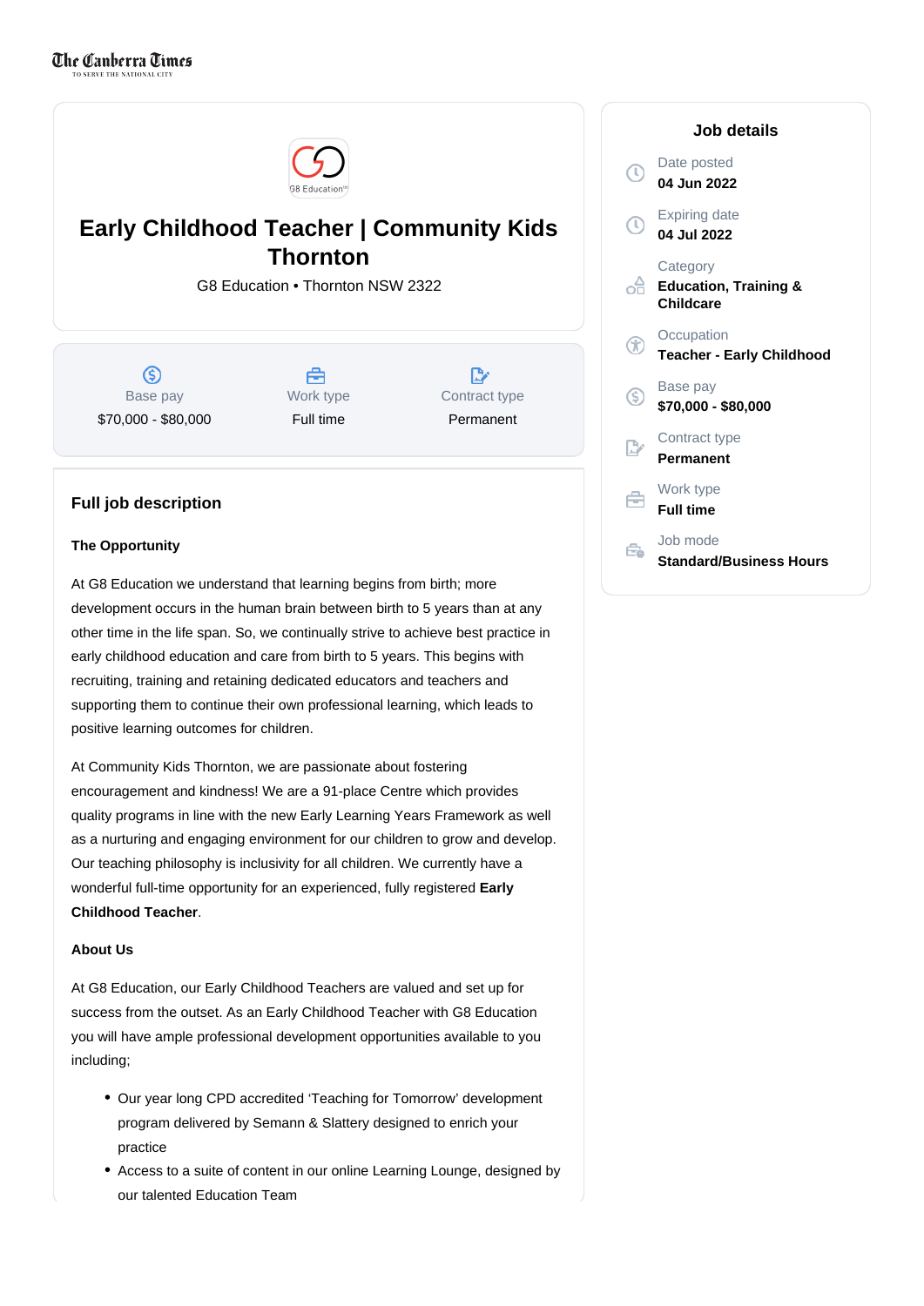The Canberra Times
TO SERVE THE NATIONAL CITY

# Early Childhood Teacher | Community Kids Thornton

G8 Education • Thornton NSW 2322

| Base pay | Work type | Contract type |
|---|---|---|
| $70,000 - $80,000 | Full time | Permanent |

## Job details

Date posted
**04 Jun 2022**

Expiring date
**04 Jul 2022**

Category
**Education, Training & Childcare**

Occupation
**Teacher - Early Childhood**

Base pay
**$70,000 - $80,000**

Contract type
**Permanent**

Work type
**Full time**

Job mode
**Standard/Business Hours**

## Full job description

**The Opportunity**

At G8 Education we understand that learning begins from birth; more development occurs in the human brain between birth to 5 years than at any other time in the life span. So, we continually strive to achieve best practice in early childhood education and care from birth to 5 years. This begins with recruiting, training and retaining dedicated educators and teachers and supporting them to continue their own professional learning, which leads to positive learning outcomes for children.

At Community Kids Thornton, we are passionate about fostering encouragement and kindness! We are a 91-place Centre which provides quality programs in line with the new Early Learning Years Framework as well as a nurturing and engaging environment for our children to grow and develop. Our teaching philosophy is inclusivity for all children. We currently have a wonderful full-time opportunity for an experienced, fully registered **Early Childhood Teacher**.

**About Us**

At G8 Education, our Early Childhood Teachers are valued and set up for success from the outset. As an Early Childhood Teacher with G8 Education you will have ample professional development opportunities available to you including;

- Our year long CPD accredited 'Teaching for Tomorrow' development program delivered by Semann & Slattery designed to enrich your practice
- Access to a suite of content in our online Learning Lounge, designed by our talented Education Team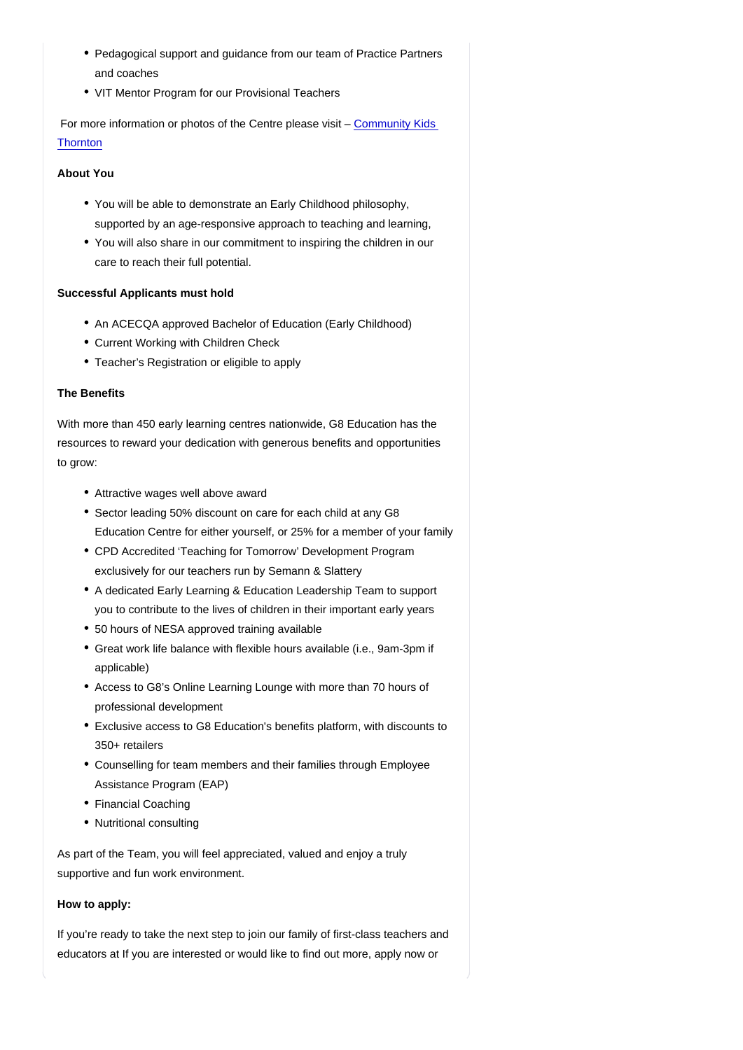- Pedagogical support and guidance from our team of Practice Partners and coaches
- VIT Mentor Program for our Provisional Teachers

For more information or photos of the Centre please visit – [Community Kids Thornton]()

**About You**

- You will be able to demonstrate an Early Childhood philosophy, supported by an age-responsive approach to teaching and learning,
- You will also share in our commitment to inspiring the children in our care to reach their full potential.

**Successful Applicants must hold**

- An ACECQA approved Bachelor of Education (Early Childhood)
- Current Working with Children Check
- Teacher's Registration or eligible to apply

**The Benefits**

With more than 450 early learning centres nationwide, G8 Education has the resources to reward your dedication with generous benefits and opportunities to grow:

- Attractive wages well above award
- Sector leading 50% discount on care for each child at any G8 Education Centre for either yourself, or 25% for a member of your family
- CPD Accredited 'Teaching for Tomorrow' Development Program exclusively for our teachers run by Semann & Slattery
- A dedicated Early Learning & Education Leadership Team to support you to contribute to the lives of children in their important early years
- 50 hours of NESA approved training available
- Great work life balance with flexible hours available (i.e., 9am-3pm if applicable)
- Access to G8's Online Learning Lounge with more than 70 hours of professional development
- Exclusive access to G8 Education's benefits platform, with discounts to 350+ retailers
- Counselling for team members and their families through Employee Assistance Program (EAP)
- Financial Coaching
- Nutritional consulting

As part of the Team, you will feel appreciated, valued and enjoy a truly supportive and fun work environment.

**How to apply:**

If you're ready to take the next step to join our family of first-class teachers and educators at If you are interested or would like to find out more, apply now or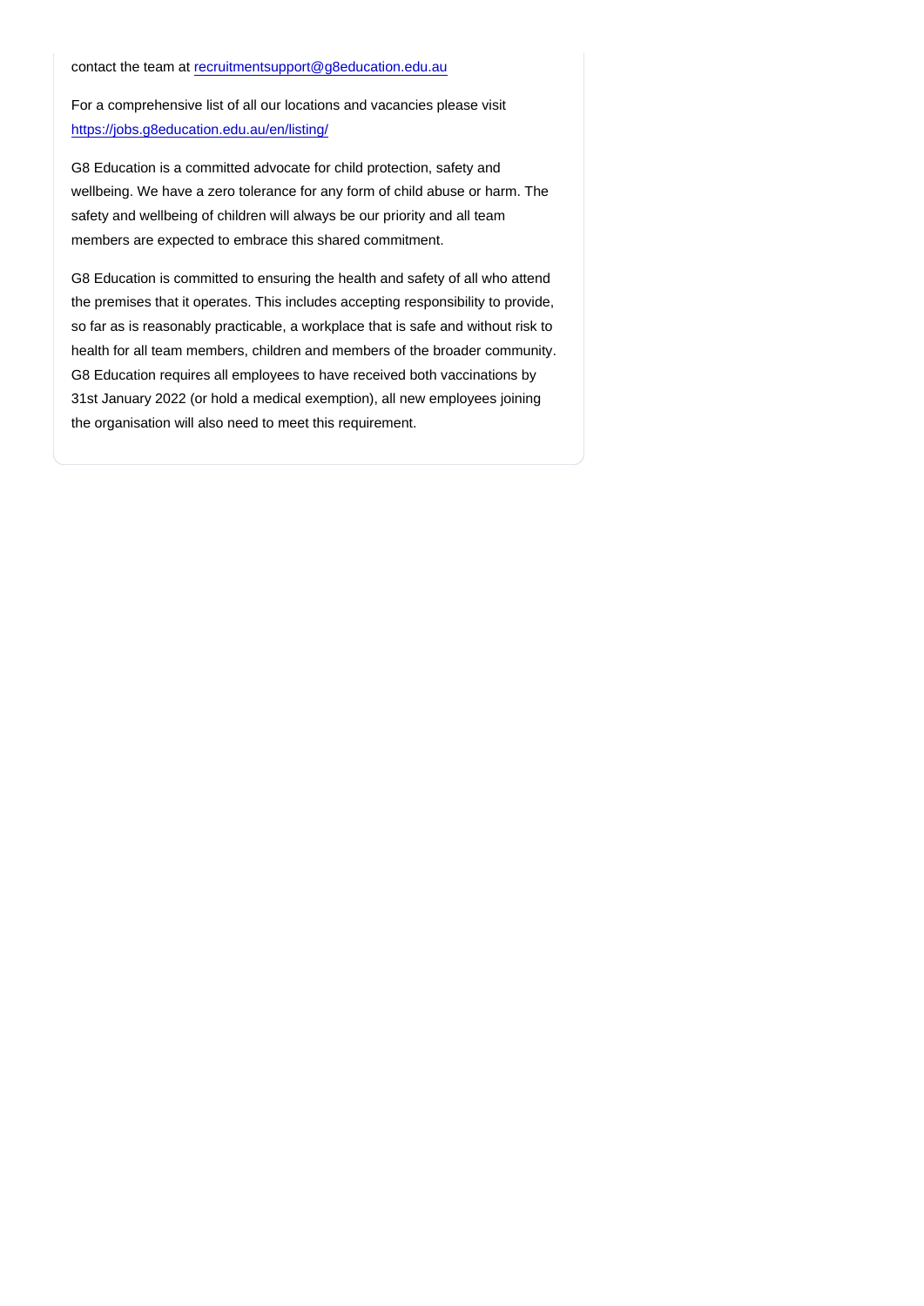contact the team at recruitmentsupport@g8education.edu.au

For a comprehensive list of all our locations and vacancies please visit https://jobs.g8education.edu.au/en/listing/

G8 Education is a committed advocate for child protection, safety and wellbeing. We have a zero tolerance for any form of child abuse or harm. The safety and wellbeing of children will always be our priority and all team members are expected to embrace this shared commitment.

G8 Education is committed to ensuring the health and safety of all who attend the premises that it operates. This includes accepting responsibility to provide, so far as is reasonably practicable, a workplace that is safe and without risk to health for all team members, children and members of the broader community. G8 Education requires all employees to have received both vaccinations by 31st January 2022 (or hold a medical exemption), all new employees joining the organisation will also need to meet this requirement.